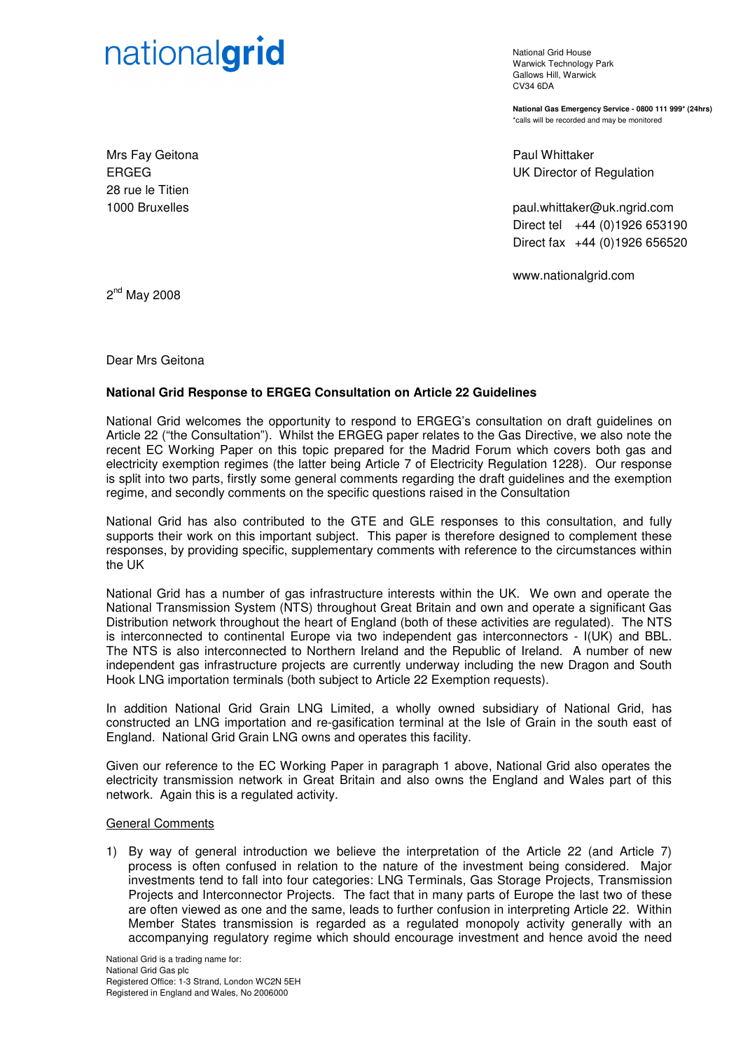nationalgrid

National Grid House
Warwick Technology Park
Gallows Hill, Warwick
CV34 6DA

**National Gas Emergency Service - 0800 111 999* (24hrs)**
*calls will be recorded and may be monitored

Mrs Fay Geitona
ERGEG
28 rue le Titien
1000 Bruxelles

Paul Whittaker
UK Director of Regulation

paul.whittaker@uk.ngrid.com
Direct tel +44 (0)1926 653190
Direct fax +44 (0)1926 656520

www.nationalgrid.com

2nd May 2008

Dear Mrs Geitona

**National Grid Response to ERGEG Consultation on Article 22 Guidelines**

National Grid welcomes the opportunity to respond to ERGEG's consultation on draft guidelines on Article 22 ("the Consultation"). Whilst the ERGEG paper relates to the Gas Directive, we also note the recent EC Working Paper on this topic prepared for the Madrid Forum which covers both gas and electricity exemption regimes (the latter being Article 7 of Electricity Regulation 1228). Our response is split into two parts, firstly some general comments regarding the draft guidelines and the exemption regime, and secondly comments on the specific questions raised in the Consultation

National Grid has also contributed to the GTE and GLE responses to this consultation, and fully supports their work on this important subject. This paper is therefore designed to complement these responses, by providing specific, supplementary comments with reference to the circumstances within the UK

National Grid has a number of gas infrastructure interests within the UK. We own and operate the National Transmission System (NTS) throughout Great Britain and own and operate a significant Gas Distribution network throughout the heart of England (both of these activities are regulated). The NTS is interconnected to continental Europe via two independent gas interconnectors - I(UK) and BBL. The NTS is also interconnected to Northern Ireland and the Republic of Ireland. A number of new independent gas infrastructure projects are currently underway including the new Dragon and South Hook LNG importation terminals (both subject to Article 22 Exemption requests).

In addition National Grid Grain LNG Limited, a wholly owned subsidiary of National Grid, has constructed an LNG importation and re-gasification terminal at the Isle of Grain in the south east of England. National Grid Grain LNG owns and operates this facility.

Given our reference to the EC Working Paper in paragraph 1 above, National Grid also operates the electricity transmission network in Great Britain and also owns the England and Wales part of this network. Again this is a regulated activity.

<u>General Comments</u>

1) By way of general introduction we believe the interpretation of the Article 22 (and Article 7) process is often confused in relation to the nature of the investment being considered. Major investments tend to fall into four categories: LNG Terminals, Gas Storage Projects, Transmission Projects and Interconnector Projects. The fact that in many parts of Europe the last two of these are often viewed as one and the same, leads to further confusion in interpreting Article 22. Within Member States transmission is regarded as a regulated monopoly activity generally with an accompanying regulatory regime which should encourage investment and hence avoid the need

National Grid is a trading name for:
National Grid Gas plc
Registered Office: 1-3 Strand, London WC2N 5EH
Registered in England and Wales, No 2006000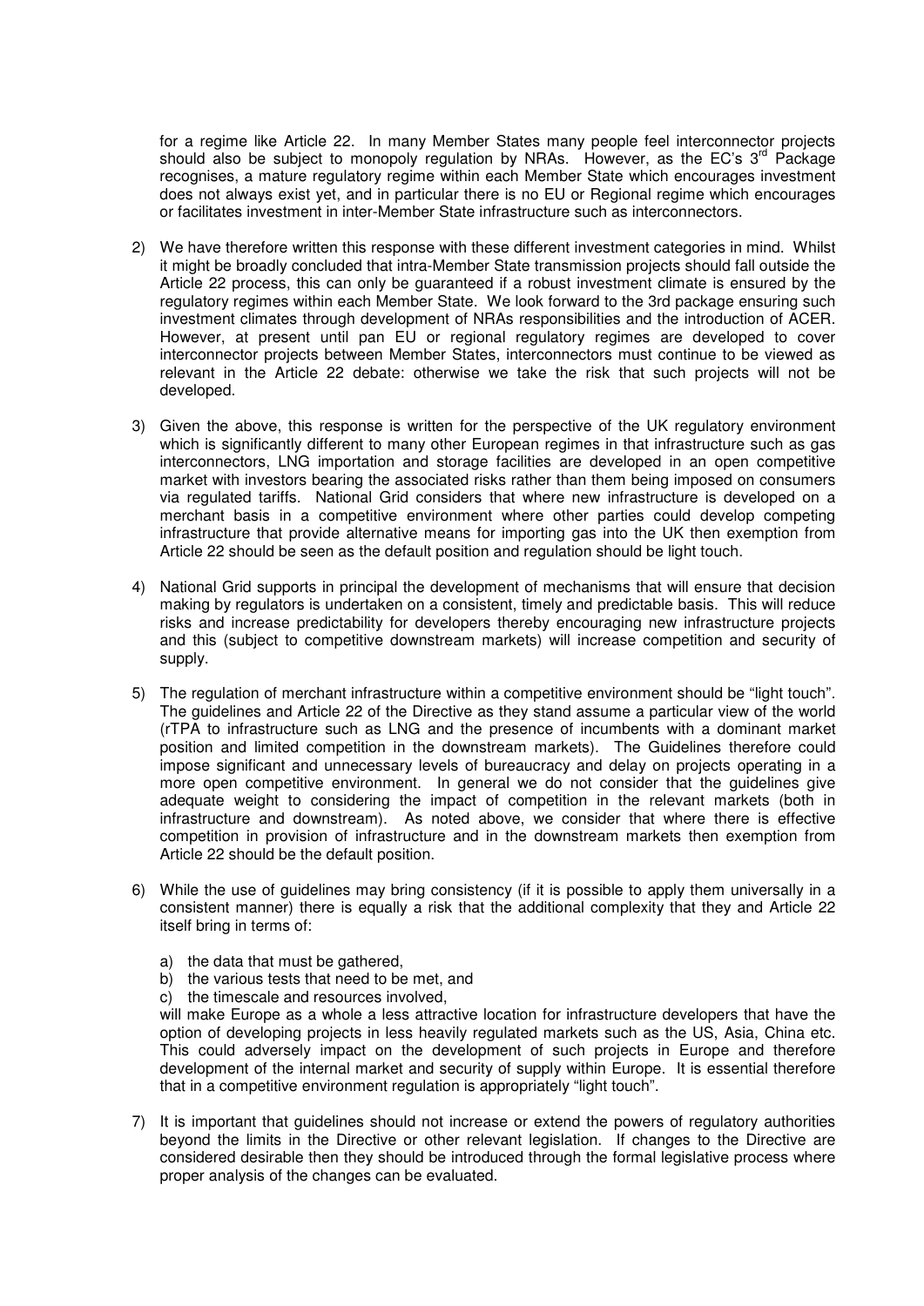for a regime like Article 22. In many Member States many people feel interconnector projects should also be subject to monopoly regulation by NRAs. However, as the EC's 3rd Package recognises, a mature regulatory regime within each Member State which encourages investment does not always exist yet, and in particular there is no EU or Regional regime which encourages or facilitates investment in inter-Member State infrastructure such as interconnectors.

2) We have therefore written this response with these different investment categories in mind. Whilst it might be broadly concluded that intra-Member State transmission projects should fall outside the Article 22 process, this can only be guaranteed if a robust investment climate is ensured by the regulatory regimes within each Member State. We look forward to the 3rd package ensuring such investment climates through development of NRAs responsibilities and the introduction of ACER. However, at present until pan EU or regional regulatory regimes are developed to cover interconnector projects between Member States, interconnectors must continue to be viewed as relevant in the Article 22 debate: otherwise we take the risk that such projects will not be developed.

3) Given the above, this response is written for the perspective of the UK regulatory environment which is significantly different to many other European regimes in that infrastructure such as gas interconnectors, LNG importation and storage facilities are developed in an open competitive market with investors bearing the associated risks rather than them being imposed on consumers via regulated tariffs. National Grid considers that where new infrastructure is developed on a merchant basis in a competitive environment where other parties could develop competing infrastructure that provide alternative means for importing gas into the UK then exemption from Article 22 should be seen as the default position and regulation should be light touch.

4) National Grid supports in principal the development of mechanisms that will ensure that decision making by regulators is undertaken on a consistent, timely and predictable basis. This will reduce risks and increase predictability for developers thereby encouraging new infrastructure projects and this (subject to competitive downstream markets) will increase competition and security of supply.

5) The regulation of merchant infrastructure within a competitive environment should be "light touch". The guidelines and Article 22 of the Directive as they stand assume a particular view of the world (rTPA to infrastructure such as LNG and the presence of incumbents with a dominant market position and limited competition in the downstream markets). The Guidelines therefore could impose significant and unnecessary levels of bureaucracy and delay on projects operating in a more open competitive environment. In general we do not consider that the guidelines give adequate weight to considering the impact of competition in the relevant markets (both in infrastructure and downstream). As noted above, we consider that where there is effective competition in provision of infrastructure and in the downstream markets then exemption from Article 22 should be the default position.

6) While the use of guidelines may bring consistency (if it is possible to apply them universally in a consistent manner) there is equally a risk that the additional complexity that they and Article 22 itself bring in terms of:

   a) the data that must be gathered,
   b) the various tests that need to be met, and
   c) the timescale and resources involved,

   will make Europe as a whole a less attractive location for infrastructure developers that have the option of developing projects in less heavily regulated markets such as the US, Asia, China etc. This could adversely impact on the development of such projects in Europe and therefore development of the internal market and security of supply within Europe. It is essential therefore that in a competitive environment regulation is appropriately "light touch".

7) It is important that guidelines should not increase or extend the powers of regulatory authorities beyond the limits in the Directive or other relevant legislation. If changes to the Directive are considered desirable then they should be introduced through the formal legislative process where proper analysis of the changes can be evaluated.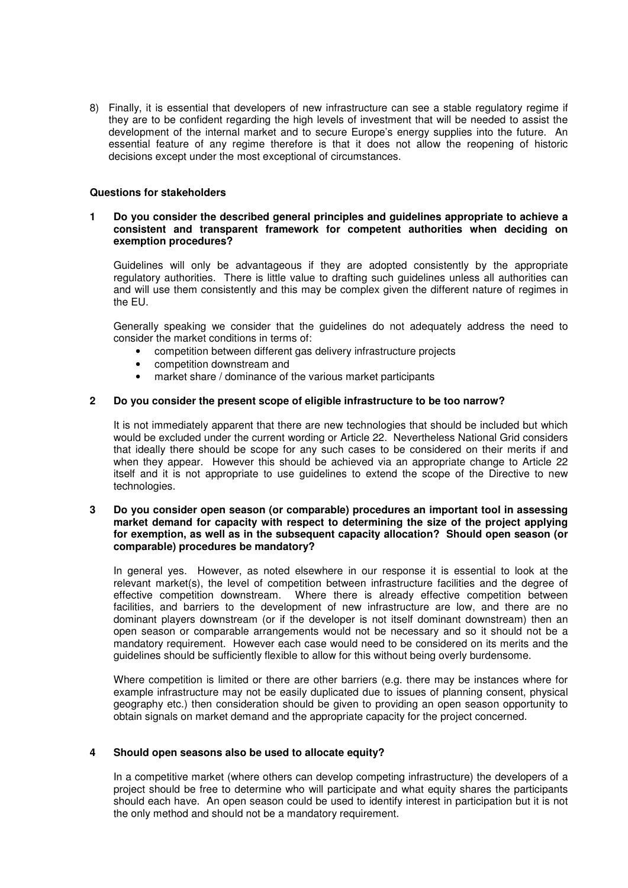8) Finally, it is essential that developers of new infrastructure can see a stable regulatory regime if they are to be confident regarding the high levels of investment that will be needed to assist the development of the internal market and to secure Europe's energy supplies into the future. An essential feature of any regime therefore is that it does not allow the reopening of historic decisions except under the most exceptional of circumstances.

**Questions for stakeholders**

**1 Do you consider the described general principles and guidelines appropriate to achieve a consistent and transparent framework for competent authorities when deciding on exemption procedures?**

Guidelines will only be advantageous if they are adopted consistently by the appropriate regulatory authorities. There is little value to drafting such guidelines unless all authorities can and will use them consistently and this may be complex given the different nature of regimes in the EU.

Generally speaking we consider that the guidelines do not adequately address the need to consider the market conditions in terms of:

- competition between different gas delivery infrastructure projects
- competition downstream and
- market share / dominance of the various market participants

**2 Do you consider the present scope of eligible infrastructure to be too narrow?**

It is not immediately apparent that there are new technologies that should be included but which would be excluded under the current wording or Article 22. Nevertheless National Grid considers that ideally there should be scope for any such cases to be considered on their merits if and when they appear. However this should be achieved via an appropriate change to Article 22 itself and it is not appropriate to use guidelines to extend the scope of the Directive to new technologies.

**3 Do you consider open season (or comparable) procedures an important tool in assessing market demand for capacity with respect to determining the size of the project applying for exemption, as well as in the subsequent capacity allocation? Should open season (or comparable) procedures be mandatory?**

In general yes. However, as noted elsewhere in our response it is essential to look at the relevant market(s), the level of competition between infrastructure facilities and the degree of effective competition downstream. Where there is already effective competition between facilities, and barriers to the development of new infrastructure are low, and there are no dominant players downstream (or if the developer is not itself dominant downstream) then an open season or comparable arrangements would not be necessary and so it should not be a mandatory requirement. However each case would need to be considered on its merits and the guidelines should be sufficiently flexible to allow for this without being overly burdensome.

Where competition is limited or there are other barriers (e.g. there may be instances where for example infrastructure may not be easily duplicated due to issues of planning consent, physical geography etc.) then consideration should be given to providing an open season opportunity to obtain signals on market demand and the appropriate capacity for the project concerned.

**4 Should open seasons also be used to allocate equity?**

In a competitive market (where others can develop competing infrastructure) the developers of a project should be free to determine who will participate and what equity shares the participants should each have. An open season could be used to identify interest in participation but it is not the only method and should not be a mandatory requirement.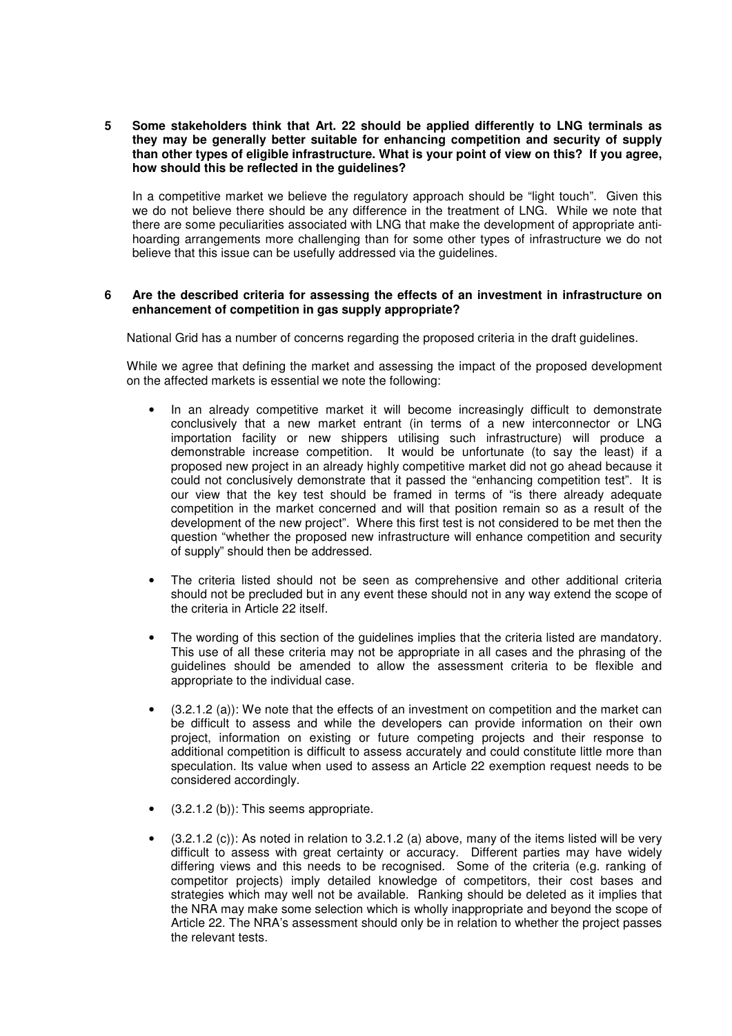**5 Some stakeholders think that Art. 22 should be applied differently to LNG terminals as they may be generally better suitable for enhancing competition and security of supply than other types of eligible infrastructure. What is your point of view on this? If you agree, how should this be reflected in the guidelines?**

In a competitive market we believe the regulatory approach should be "light touch". Given this we do not believe there should be any difference in the treatment of LNG. While we note that there are some peculiarities associated with LNG that make the development of appropriate anti-hoarding arrangements more challenging than for some other types of infrastructure we do not believe that this issue can be usefully addressed via the guidelines.

**6 Are the described criteria for assessing the effects of an investment in infrastructure on enhancement of competition in gas supply appropriate?**

National Grid has a number of concerns regarding the proposed criteria in the draft guidelines.

While we agree that defining the market and assessing the impact of the proposed development on the affected markets is essential we note the following:

- In an already competitive market it will become increasingly difficult to demonstrate conclusively that a new market entrant (in terms of a new interconnector or LNG importation facility or new shippers utilising such infrastructure) will produce a demonstrable increase competition. It would be unfortunate (to say the least) if a proposed new project in an already highly competitive market did not go ahead because it could not conclusively demonstrate that it passed the "enhancing competition test". It is our view that the key test should be framed in terms of "is there already adequate competition in the market concerned and will that position remain so as a result of the development of the new project". Where this first test is not considered to be met then the question "whether the proposed new infrastructure will enhance competition and security of supply" should then be addressed.

- The criteria listed should not be seen as comprehensive and other additional criteria should not be precluded but in any event these should not in any way extend the scope of the criteria in Article 22 itself.

- The wording of this section of the guidelines implies that the criteria listed are mandatory. This use of all these criteria may not be appropriate in all cases and the phrasing of the guidelines should be amended to allow the assessment criteria to be flexible and appropriate to the individual case.

- (3.2.1.2 (a)): We note that the effects of an investment on competition and the market can be difficult to assess and while the developers can provide information on their own project, information on existing or future competing projects and their response to additional competition is difficult to assess accurately and could constitute little more than speculation. Its value when used to assess an Article 22 exemption request needs to be considered accordingly.

- (3.2.1.2 (b)): This seems appropriate.

- (3.2.1.2 (c)): As noted in relation to 3.2.1.2 (a) above, many of the items listed will be very difficult to assess with great certainty or accuracy. Different parties may have widely differing views and this needs to be recognised. Some of the criteria (e.g. ranking of competitor projects) imply detailed knowledge of competitors, their cost bases and strategies which may well not be available. Ranking should be deleted as it implies that the NRA may make some selection which is wholly inappropriate and beyond the scope of Article 22. The NRA's assessment should only be in relation to whether the project passes the relevant tests.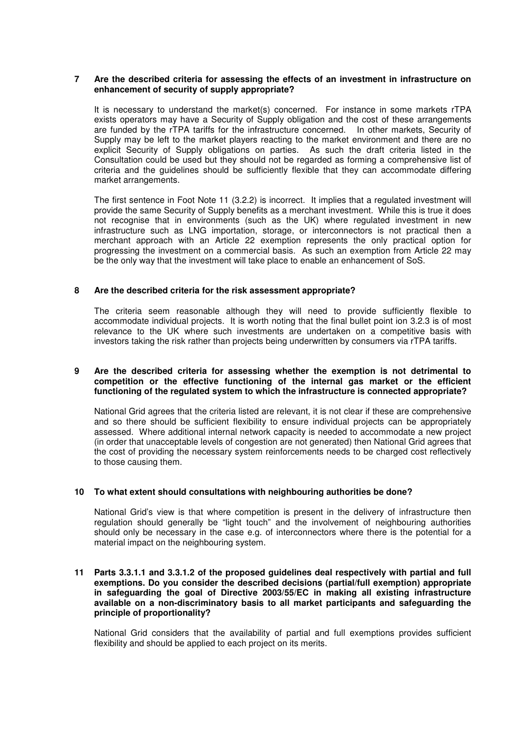**7 Are the described criteria for assessing the effects of an investment in infrastructure on enhancement of security of supply appropriate?**

It is necessary to understand the market(s) concerned. For instance in some markets rTPA exists operators may have a Security of Supply obligation and the cost of these arrangements are funded by the rTPA tariffs for the infrastructure concerned. In other markets, Security of Supply may be left to the market players reacting to the market environment and there are no explicit Security of Supply obligations on parties. As such the draft criteria listed in the Consultation could be used but they should not be regarded as forming a comprehensive list of criteria and the guidelines should be sufficiently flexible that they can accommodate differing market arrangements.

The first sentence in Foot Note 11 (3.2.2) is incorrect. It implies that a regulated investment will provide the same Security of Supply benefits as a merchant investment. While this is true it does not recognise that in environments (such as the UK) where regulated investment in new infrastructure such as LNG importation, storage, or interconnectors is not practical then a merchant approach with an Article 22 exemption represents the only practical option for progressing the investment on a commercial basis. As such an exemption from Article 22 may be the only way that the investment will take place to enable an enhancement of SoS.

**8 Are the described criteria for the risk assessment appropriate?**

The criteria seem reasonable although they will need to provide sufficiently flexible to accommodate individual projects. It is worth noting that the final bullet point ion 3.2.3 is of most relevance to the UK where such investments are undertaken on a competitive basis with investors taking the risk rather than projects being underwritten by consumers via rTPA tariffs.

**9 Are the described criteria for assessing whether the exemption is not detrimental to competition or the effective functioning of the internal gas market or the efficient functioning of the regulated system to which the infrastructure is connected appropriate?**

National Grid agrees that the criteria listed are relevant, it is not clear if these are comprehensive and so there should be sufficient flexibility to ensure individual projects can be appropriately assessed. Where additional internal network capacity is needed to accommodate a new project (in order that unacceptable levels of congestion are not generated) then National Grid agrees that the cost of providing the necessary system reinforcements needs to be charged cost reflectively to those causing them.

**10 To what extent should consultations with neighbouring authorities be done?**

National Grid's view is that where competition is present in the delivery of infrastructure then regulation should generally be "light touch" and the involvement of neighbouring authorities should only be necessary in the case e.g. of interconnectors where there is the potential for a material impact on the neighbouring system.

**11 Parts 3.3.1.1 and 3.3.1.2 of the proposed guidelines deal respectively with partial and full exemptions. Do you consider the described decisions (partial/full exemption) appropriate in safeguarding the goal of Directive 2003/55/EC in making all existing infrastructure available on a non-discriminatory basis to all market participants and safeguarding the principle of proportionality?**

National Grid considers that the availability of partial and full exemptions provides sufficient flexibility and should be applied to each project on its merits.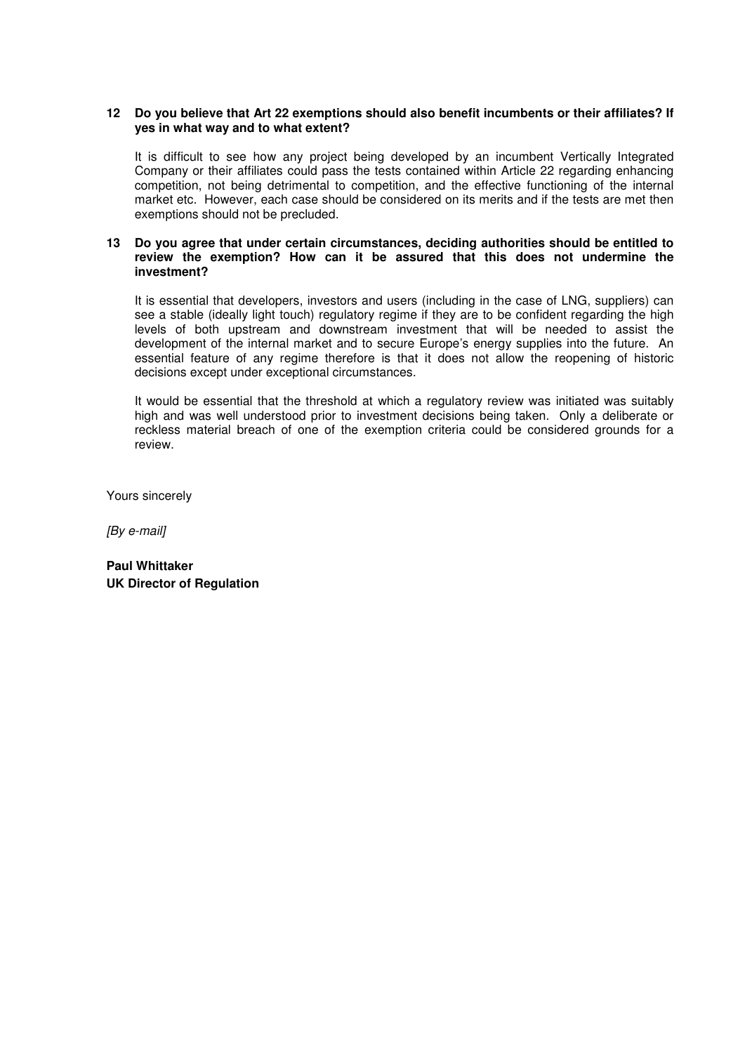**12 Do you believe that Art 22 exemptions should also benefit incumbents or their affiliates? If yes in what way and to what extent?**

It is difficult to see how any project being developed by an incumbent Vertically Integrated Company or their affiliates could pass the tests contained within Article 22 regarding enhancing competition, not being detrimental to competition, and the effective functioning of the internal market etc. However, each case should be considered on its merits and if the tests are met then exemptions should not be precluded.

**13 Do you agree that under certain circumstances, deciding authorities should be entitled to review the exemption? How can it be assured that this does not undermine the investment?**

It is essential that developers, investors and users (including in the case of LNG, suppliers) can see a stable (ideally light touch) regulatory regime if they are to be confident regarding the high levels of both upstream and downstream investment that will be needed to assist the development of the internal market and to secure Europe's energy supplies into the future. An essential feature of any regime therefore is that it does not allow the reopening of historic decisions except under exceptional circumstances.

It would be essential that the threshold at which a regulatory review was initiated was suitably high and was well understood prior to investment decisions being taken. Only a deliberate or reckless material breach of one of the exemption criteria could be considered grounds for a review.

Yours sincerely

*[By e-mail]*

**Paul Whittaker**
**UK Director of Regulation**